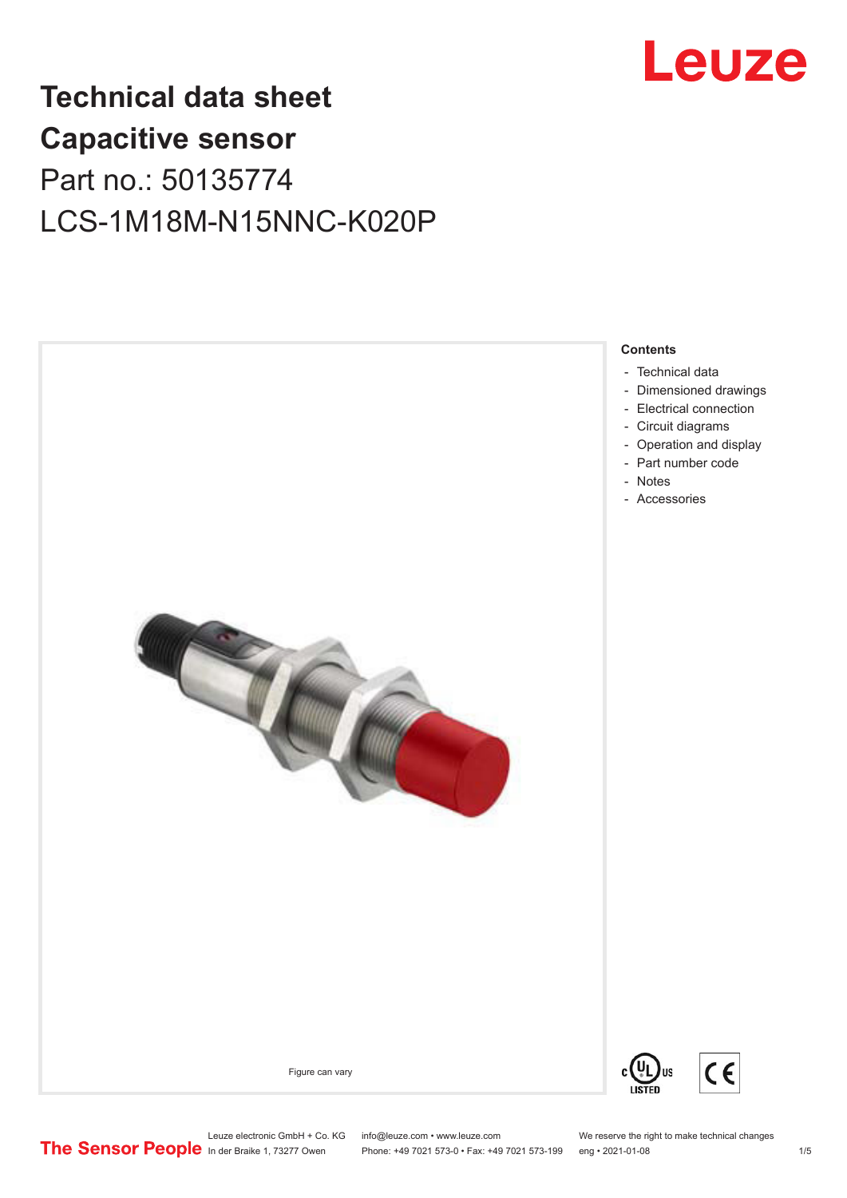# Technical data sheet
# Capacitive sensor
## Part no.: 50135774
## LCS-1M18M-N15NNC-K020P

Figure can vary

**Contents**

- Technical data
- Dimensioned drawings
- Electrical connection
- Circuit diagrams
- Operation and display
- Part number code
- Notes
- Accessories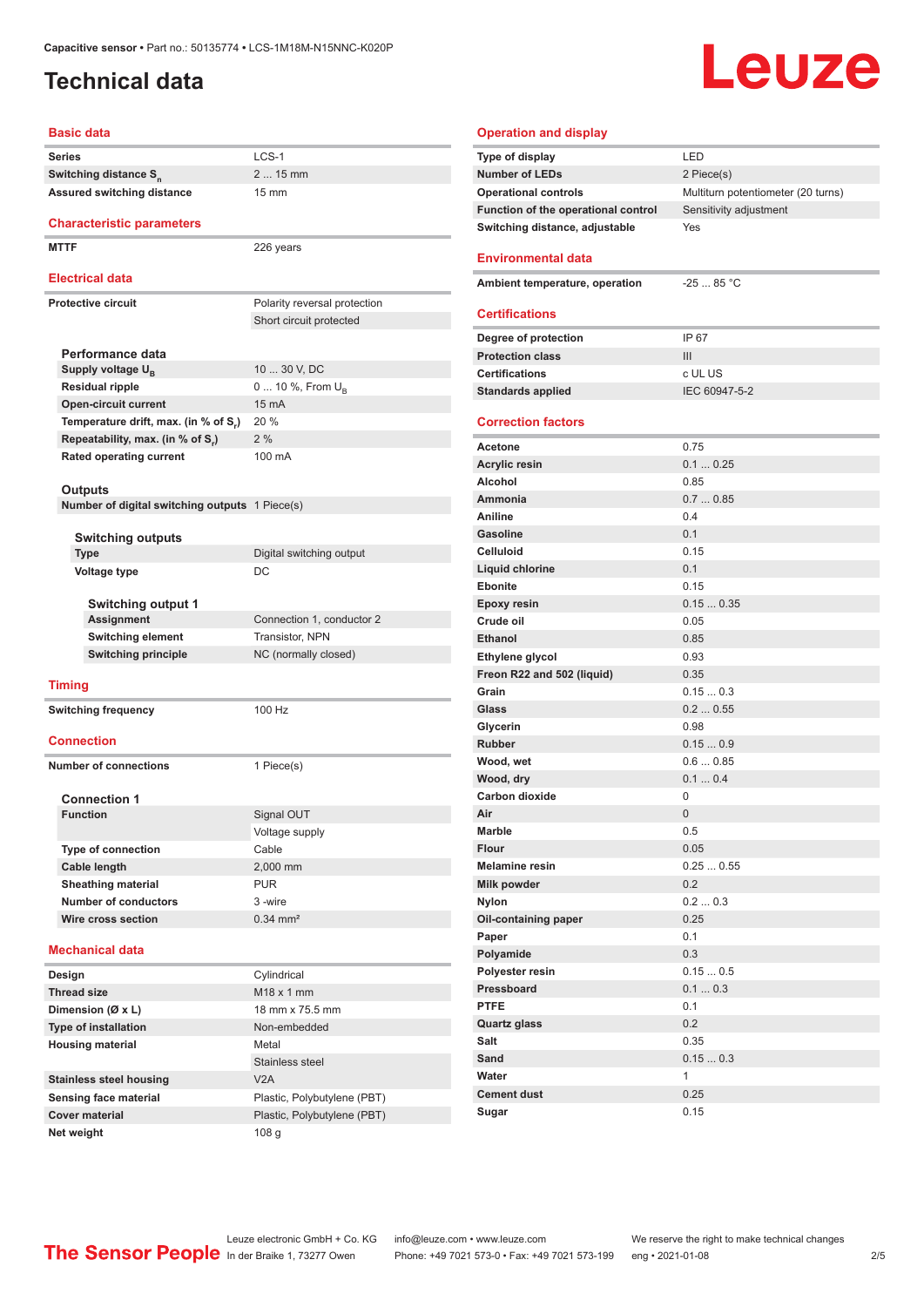Capacitive sensor • Part no.: 50135774 • LCS-1M18M-N15NNC-K020P

# Technical data

## Basic data

| | |
|---|---|
| Series | LCS-1 |
| Switching distance $S_n$ | 2 ... 15 mm |
| Assured switching distance | 15 mm |

## Characteristic parameters

| | |
|---|---|
| MTTF | 226 years |

## Electrical data

| | |
|---|---|
| Protective circuit | Polarity reversal protection |
| | Short circuit protected |

### Performance data

| | |
|---|---|
| Supply voltage $U_B$ | 10 ... 30 V, DC |
| Residual ripple | 0 ... 10 %, From $U_B$ |
| Open-circuit current | 15 mA |
| Temperature drift, max. (in % of $S_r$) | 20 % |
| Repeatability, max. (in % of $S_r$) | 2 % |
| Rated operating current | 100 mA |

### Outputs

| | |
|---|---|
| Number of digital switching outputs | 1 Piece(s) |

#### Switching outputs

| | |
|---|---|
| Type | Digital switching output |
| Voltage type | DC |

##### Switching output 1

| | |
|---|---|
| Assignment | Connection 1, conductor 2 |
| Switching element | Transistor, NPN |
| Switching principle | NC (normally closed) |

## Timing

| | |
|---|---|
| Switching frequency | 100 Hz |

## Connection

| | |
|---|---|
| Number of connections | 1 Piece(s) |

### Connection 1

| | |
|---|---|
| Function | Signal OUT |
| | Voltage supply |
| Type of connection | Cable |
| Cable length | 2,000 mm |
| Sheathing material | PUR |
| Number of conductors | 3 -wire |
| Wire cross section | 0.34 mm² |

## Mechanical data

| | |
|---|---|
| Design | Cylindrical |
| Thread size | M18 x 1 mm |
| Dimension (Ø x L) | 18 mm x 75.5 mm |
| Type of installation | Non-embedded |
| Housing material | Metal |
| | Stainless steel |
| Stainless steel housing | V2A |
| Sensing face material | Plastic, Polybutylene (PBT) |
| Cover material | Plastic, Polybutylene (PBT) |
| Net weight | 108 g |

## Operation and display

| | |
|---|---|
| Type of display | LED |
| Number of LEDs | 2 Piece(s) |
| Operational controls | Multiturn potentiometer (20 turns) |
| Function of the operational control | Sensitivity adjustment |
| Switching distance, adjustable | Yes |

## Environmental data

| | |
|---|---|
| Ambient temperature, operation | -25 ... 85 °C |

## Certifications

| | |
|---|---|
| Degree of protection | IP 67 |
| Protection class | III |
| Certifications | c UL US |
| Standards applied | IEC 60947-5-2 |

## Correction factors

| | |
|---|---|
| Acetone | 0.75 |
| Acrylic resin | 0.1 ... 0.25 |
| Alcohol | 0.85 |
| Ammonia | 0.7 ... 0.85 |
| Aniline | 0.4 |
| Gasoline | 0.1 |
| Celluloid | 0.15 |
| Liquid chlorine | 0.1 |
| Ebonite | 0.15 |
| Epoxy resin | 0.15 ... 0.35 |
| Crude oil | 0.05 |
| Ethanol | 0.85 |
| Ethylene glycol | 0.93 |
| Freon R22 and 502 (liquid) | 0.35 |
| Grain | 0.15 ... 0.3 |
| Glass | 0.2 ... 0.55 |
| Glycerin | 0.98 |
| Rubber | 0.15 ... 0.9 |
| Wood, wet | 0.6 ... 0.85 |
| Wood, dry | 0.1 ... 0.4 |
| Carbon dioxide | 0 |
| Air | 0 |
| Marble | 0.5 |
| Flour | 0.05 |
| Melamine resin | 0.25 ... 0.55 |
| Milk powder | 0.2 |
| Nylon | 0.2 ... 0.3 |
| Oil-containing paper | 0.25 |
| Paper | 0.1 |
| Polyamide | 0.3 |
| Polyester resin | 0.15 ... 0.5 |
| Pressboard | 0.1 ... 0.3 |
| PTFE | 0.1 |
| Quartz glass | 0.2 |
| Salt | 0.35 |
| Sand | 0.15 ... 0.3 |
| Water | 1 |
| Cement dust | 0.25 |
| Sugar | 0.15 |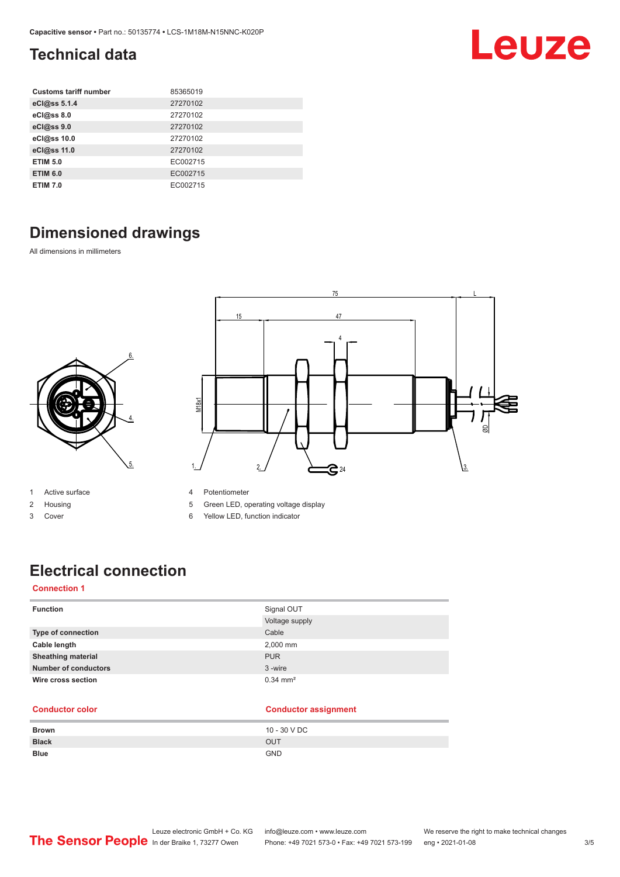## Technical data

| Customs tariff number | 85365019 |
|---|---|
| eCl@ss 5.1.4 | 27270102 |
| eCl@ss 8.0 | 27270102 |
| eCl@ss 9.0 | 27270102 |
| eCl@ss 10.0 | 27270102 |
| eCl@ss 11.0 | 27270102 |
| ETIM 5.0 | EC002715 |
| ETIM 6.0 | EC002715 |
| ETIM 7.0 | EC002715 |

## Dimensioned drawings

All dimensions in millimeters

1 Active surface
2 Housing
3 Cover
4 Potentiometer
5 Green LED, operating voltage display
6 Yellow LED, function indicator

## Electrical connection

### Connection 1

| Function | Signal OUT |
|---|---|
| | Voltage supply |
| Type of connection | Cable |
| Cable length | 2,000 mm |
| Sheathing material | PUR |
| Number of conductors | 3 -wire |
| Wire cross section | 0.34 mm² |

| Conductor color | Conductor assignment |
|---|---|
| Brown | 10 - 30 V DC |
| Black | OUT |
| Blue | GND |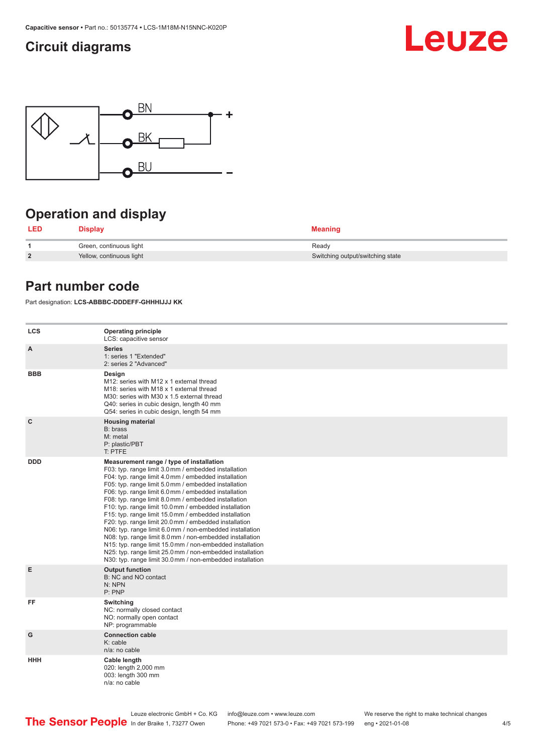## Circuit diagrams

BN +

BK

BU –

## Operation and display

| LED | Display | Meaning |
|---|---|---|
| 1 | Green, continuous light | Ready |
| 2 | Yellow, continuous light | Switching output/switching state |

## Part number code

Part designation: **LCS-ABBBC-DDDEFF-GHHHIJJJ KK**

| | |
|---|---|
| LCS | **Operating principle**<br>LCS: capacitive sensor |
| A | **Series**<br>1: series 1 "Extended"<br>2: series 2 "Advanced" |
| BBB | **Design**<br>M12: series with M12 x 1 external thread<br>M18: series with M18 x 1 external thread<br>M30: series with M30 x 1.5 external thread<br>Q40: series in cubic design, length 40 mm<br>Q54: series in cubic design, length 54 mm |
| C | **Housing material**<br>B: brass<br>M: metal<br>P: plastic/PBT<br>T: PTFE |
| DDD | **Measurement range / type of installation**<br>F03: typ. range limit 3.0 mm / embedded installation<br>F04: typ. range limit 4.0 mm / embedded installation<br>F05: typ. range limit 5.0 mm / embedded installation<br>F06: typ. range limit 6.0 mm / embedded installation<br>F08: typ. range limit 8.0 mm / embedded installation<br>F10: typ. range limit 10.0 mm / embedded installation<br>F15: typ. range limit 15.0 mm / embedded installation<br>F20: typ. range limit 20.0 mm / embedded installation<br>N06: typ. range limit 6.0 mm / non-embedded installation<br>N08: typ. range limit 8.0 mm / non-embedded installation<br>N15: typ. range limit 15.0 mm / non-embedded installation<br>N25: typ. range limit 25.0 mm / non-embedded installation<br>N30: typ. range limit 30.0 mm / non-embedded installation |
| E | **Output function**<br>B: NC and NO contact<br>N: NPN<br>P: PNP |
| FF | **Switching**<br>NC: normally closed contact<br>NO: normally open contact<br>NP: programmable |
| G | **Connection cable**<br>K: cable<br>n/a: no cable |
| HHH | **Cable length**<br>020: length 2,000 mm<br>003: length 300 mm<br>n/a: no cable |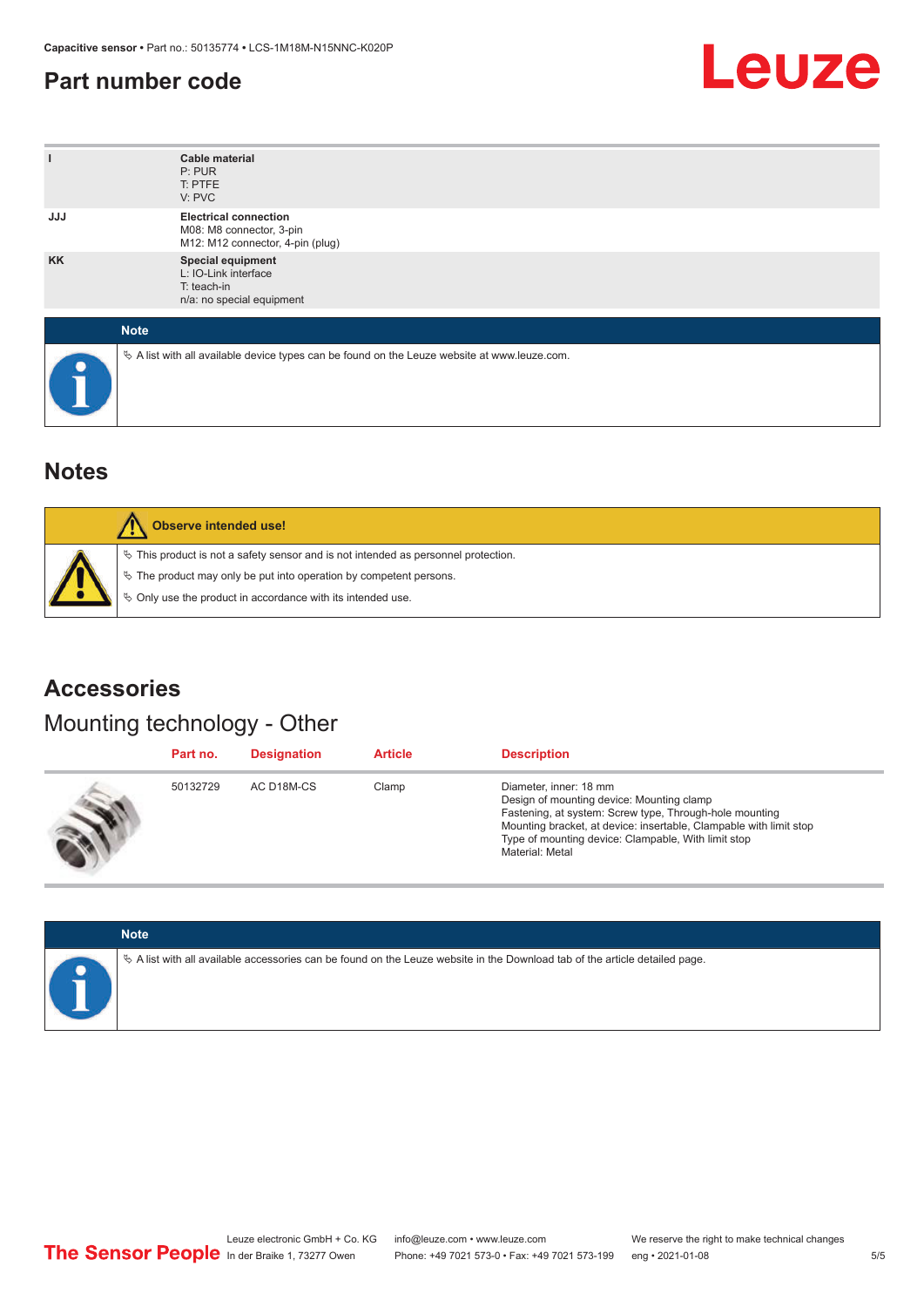## Part number code

| | |
|---|---|
| I | **Cable material**<br>P: PUR<br>T: PTFE<br>V: PVC |
| JJJ | **Electrical connection**<br>M08: M8 connector, 3-pin<br>M12: M12 connector, 4-pin (plug) |
| KK | **Special equipment**<br>L: IO-Link interface<br>T: teach-in<br>n/a: no special equipment |

**Note**

- A list with all available device types can be found on the Leuze website at www.leuze.com.

## Notes

**Observe intended use!**

- This product is not a safety sensor and is not intended as personnel protection.
- The product may only be put into operation by competent persons.
- Only use the product in accordance with its intended use.

## Accessories

### Mounting technology - Other

| Part no. | Designation | Article | Description |
|---|---|---|---|
| 50132729 | AC D18M-CS | Clamp | Diameter, inner: 18 mm<br>Design of mounting device: Mounting clamp<br>Fastening, at system: Screw type, Through-hole mounting<br>Mounting bracket, at device: insertable, Clampable with limit stop<br>Type of mounting device: Clampable, With limit stop<br>Material: Metal |

**Note**

- A list with all available accessories can be found on the Leuze website in the Download tab of the article detailed page.